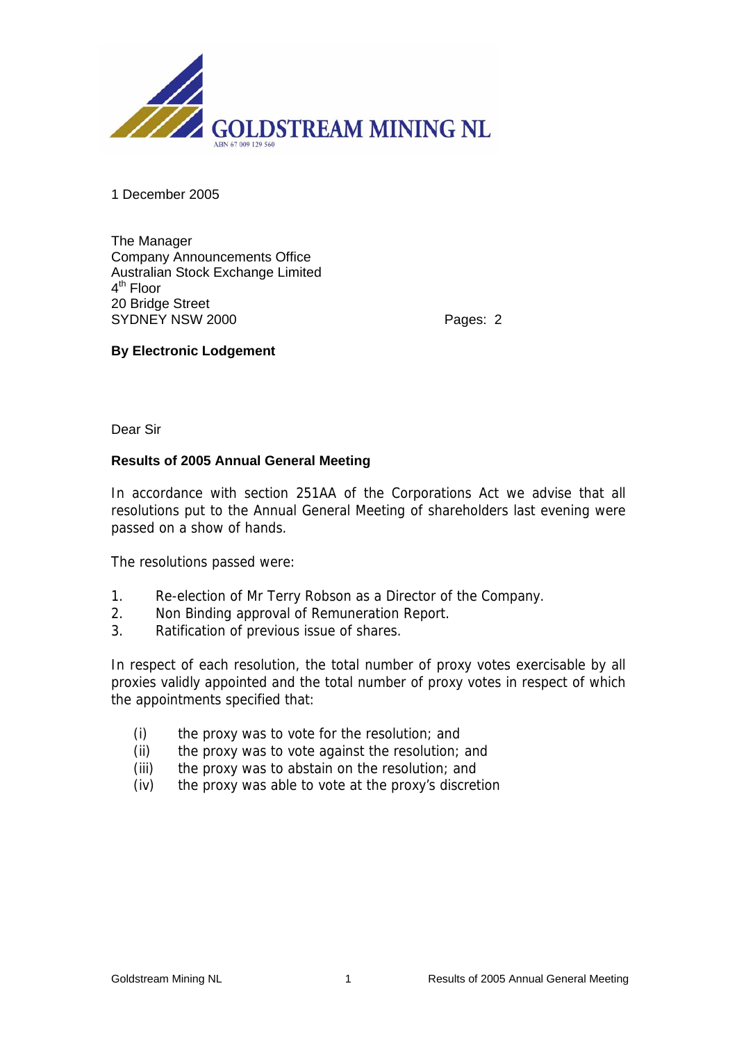GOLDSTREAM MINING NL

ABN 67 009 129 560

1 December 2005

The Manager
Company Announcements Office
Australian Stock Exchange Limited
4th Floor
20 Bridge Street
SYDNEY NSW 2000

Pages: 2

**By Electronic Lodgement**

Dear Sir

**Results of 2005 Annual General Meeting**

In accordance with section 251AA of the Corporations Act we advise that all resolutions put to the Annual General Meeting of shareholders last evening were passed on a show of hands.

The resolutions passed were:

1. Re-election of Mr Terry Robson as a Director of the Company.
2. Non Binding approval of Remuneration Report.
3. Ratification of previous issue of shares.

In respect of each resolution, the total number of proxy votes exercisable by all proxies validly appointed and the total number of proxy votes in respect of which the appointments specified that:

(i) the proxy was to vote for the resolution; and
(ii) the proxy was to vote against the resolution; and
(iii) the proxy was to abstain on the resolution; and
(iv) the proxy was able to vote at the proxy's discretion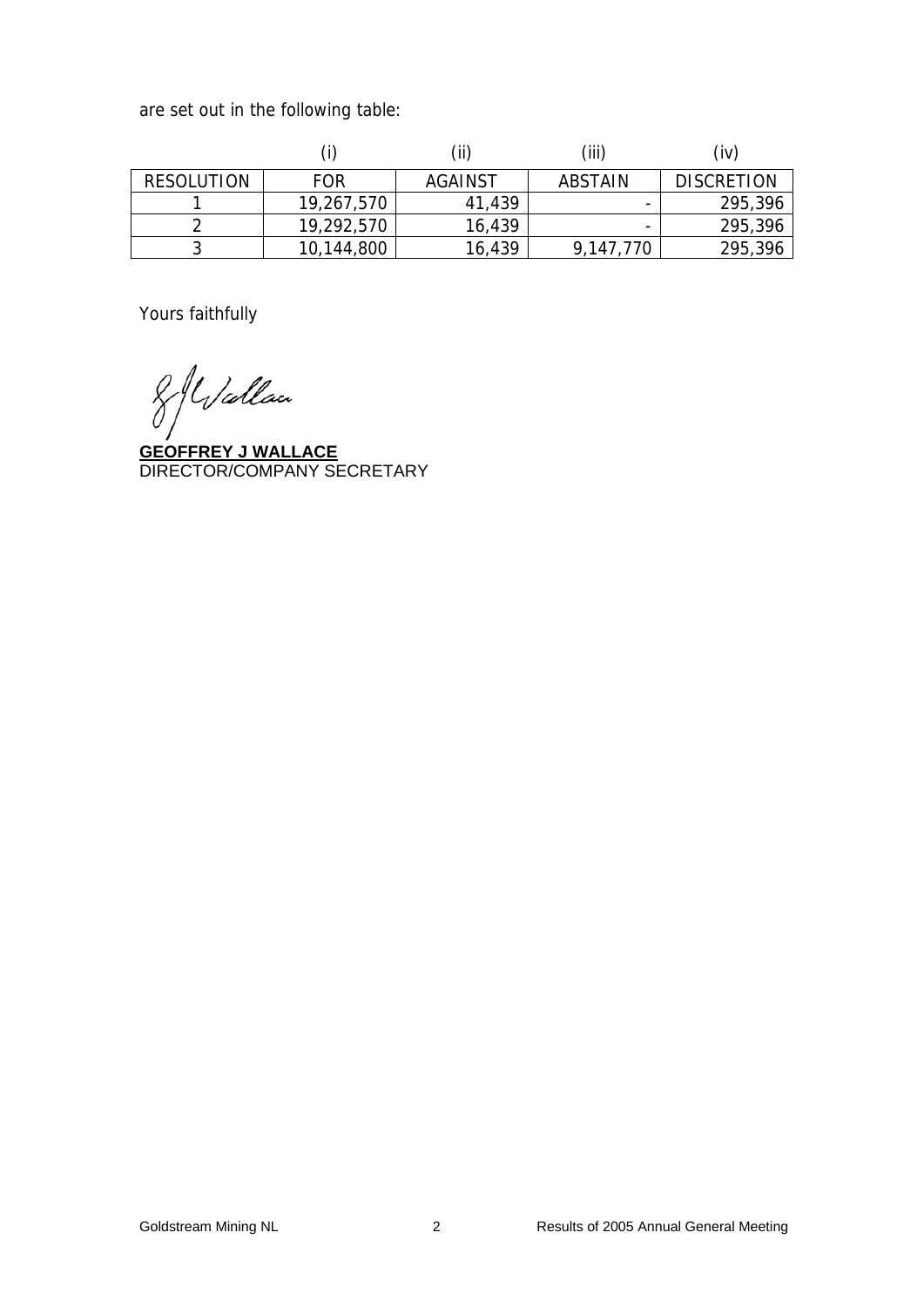are set out in the following table:

| | (i) | (ii) | (iii) | (iv) |
|---|---|---|---|---|
| RESOLUTION | FOR | AGAINST | ABSTAIN | DISCRETION |
| 1 | 19,267,570 | 41,439 | - | 295,396 |
| 2 | 19,292,570 | 16,439 | - | 295,396 |
| 3 | 10,144,800 | 16,439 | 9,147,770 | 295,396 |

Yours faithfully

**GEOFFREY J WALLACE**
DIRECTOR/COMPANY SECRETARY